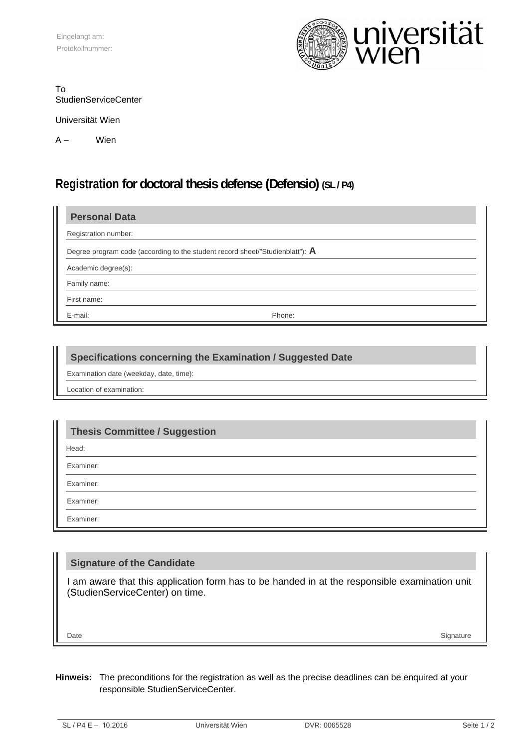Eingelangt am:

Protokollnummer:

universität wien

To
StudienServiceCenter

Universität Wien

A – Wien

# Registration for doctoral thesis defense (Defensio) (SL / P4)

## Personal Data

Registration number:

Degree program code (according to the student record sheet/"Studienblatt"): **A**

Academic degree(s):

Family name:

First name:

E-mail: Phone:

## Specifications concerning the Examination / Suggested Date

Examination date (weekday, date, time):

Location of examination:

## Thesis Committee / Suggestion

Head:

Examiner:

Examiner:

Examiner:

Examiner:

## Signature of the Candidate

I am aware that this application form has to be handed in at the responsible examination unit (StudienServiceCenter) on time.

Date Signature

**Hinweis:** The preconditions for the registration as well as the precise deadlines can be enquired at your responsible StudienServiceCenter.

SL / P4 E – 10.2016 Universität Wien DVR: 0065528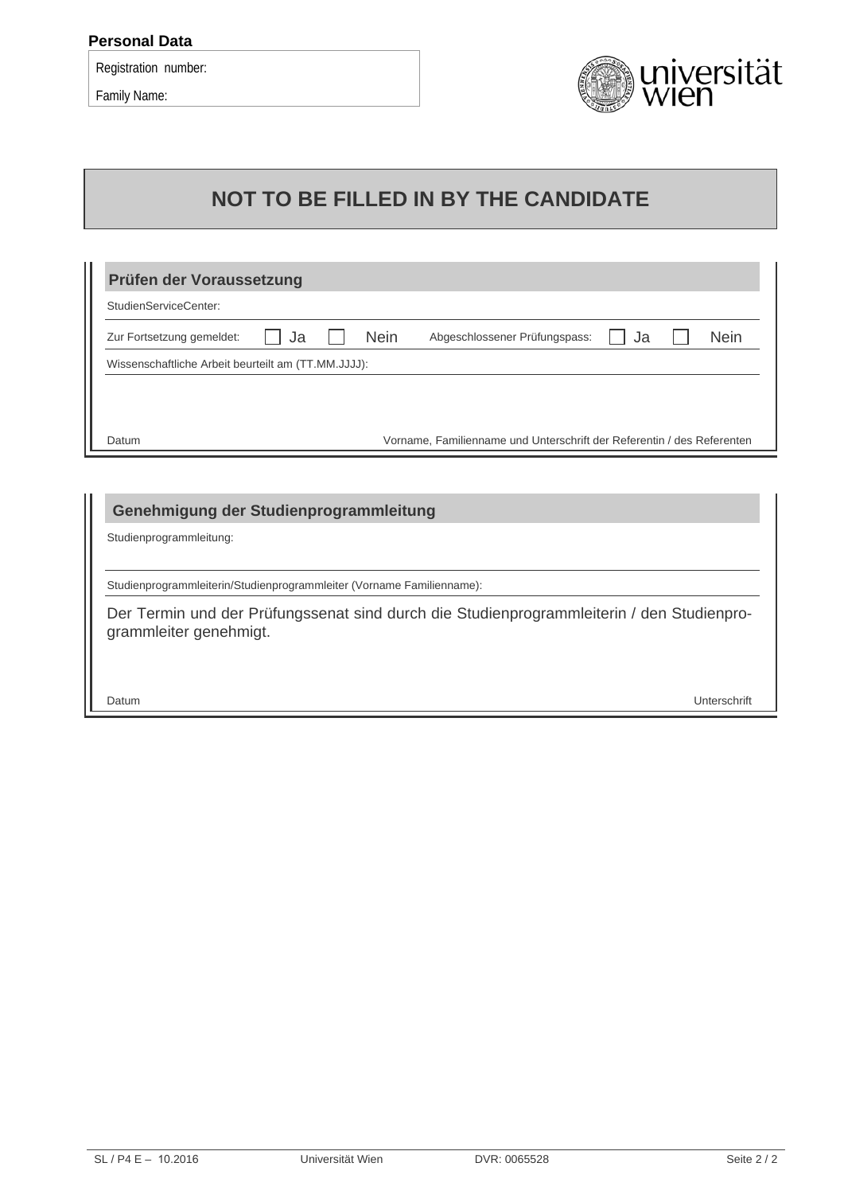**Personal Data**

Registration number:

Family Name:

universität wien

# NOT TO BE FILLED IN BY THE CANDIDATE

## Prüfen der Voraussetzung

StudienServiceCenter:

Zur Fortsetzung gemeldet: ☐ Ja ☐ Nein Abgeschlossener Prüfungspass: ☐ Ja ☐ Nein

Wissenschaftliche Arbeit beurteilt am (TT.MM.JJJJ):

Datum Vorname, Familienname und Unterschrift der Referentin / des Referenten

## Genehmigung der Studienprogrammleitung

Studienprogrammleitung:

Studienprogrammleiterin/Studienprogrammleiter (Vorname Familienname):

Der Termin und der Prüfungssenat sind durch die Studienprogrammleiterin / den Studienprogrammleiter genehmigt.

Datum Unterschrift

SL / P4 E – 10.2016 Universität Wien DVR: 0065528